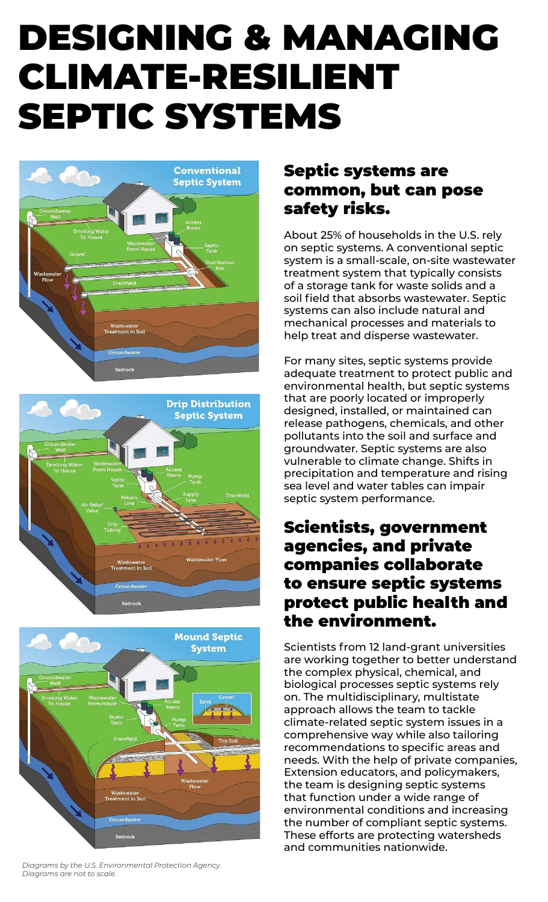# DESIGNING & MANAGING CLIMATE-RESILIENT SEPTIC SYSTEMS

## Septic systems are common, but can pose safety risks.

About 25% of households in the U.S. rely on septic systems. A conventional septic system is a small-scale, on-site wastewater treatment system that typically consists of a storage tank for waste solids and a soil field that absorbs wastewater. Septic systems can also include natural and mechanical processes and materials to help treat and disperse wastewater.

For many sites, septic systems provide adequate treatment to protect public and environmental health, but septic systems that are poorly located or improperly designed, installed, or maintained can release pathogens, chemicals, and other pollutants into the soil and surface and groundwater. Septic systems are also vulnerable to climate change. Shifts in precipitation and temperature and rising sea level and water tables can impair septic system performance.

## Scientists, government agencies, and private companies collaborate to ensure septic systems protect public health and the environment.

Scientists from 12 land-grant universities are working together to better understand the complex physical, chemical, and biological processes septic systems rely on. The multidisciplinary, multistate approach allows the team to tackle climate-related septic system issues in a comprehensive way while also tailoring recommendations to specific areas and needs. With the help of private companies, Extension educators, and policymakers, the team is designing septic systems that function under a wide range of environmental conditions and increasing the number of compliant septic systems. These efforts are protecting watersheds and communities nationwide.

*Diagrams by the U.S. Environmental Protection Agency. Diagrams are not to scale.*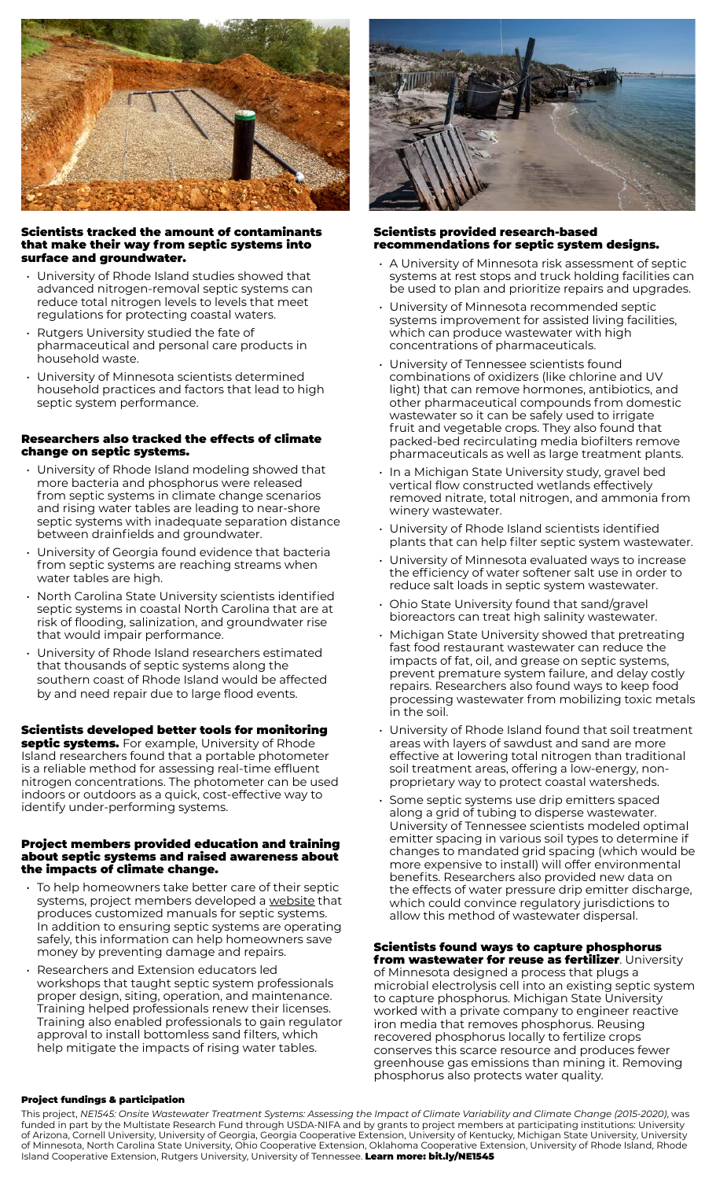### Scientists tracked the amount of contaminants that make their way from septic systems into surface and groundwater.

- University of Rhode Island studies showed that advanced nitrogen-removal septic systems can reduce total nitrogen levels to levels that meet regulations for protecting coastal waters.
- Rutgers University studied the fate of pharmaceutical and personal care products in household waste.
- University of Minnesota scientists determined household practices and factors that lead to high septic system performance.

### Researchers also tracked the effects of climate change on septic systems.

- University of Rhode Island modeling showed that more bacteria and phosphorus were released from septic systems in climate change scenarios and rising water tables are leading to near-shore septic systems with inadequate separation distance between drainfields and groundwater.
- University of Georgia found evidence that bacteria from septic systems are reaching streams when water tables are high.
- North Carolina State University scientists identified septic systems in coastal North Carolina that are at risk of flooding, salinization, and groundwater rise that would impair performance.
- University of Rhode Island researchers estimated that thousands of septic systems along the southern coast of Rhode Island would be affected by and need repair due to large flood events.

**Scientists developed better tools for monitoring septic systems.** For example, University of Rhode Island researchers found that a portable photometer is a reliable method for assessing real-time effluent nitrogen concentrations. The photometer can be used indoors or outdoors as a quick, cost-effective way to identify under-performing systems.

### Project members provided education and training about septic systems and raised awareness about the impacts of climate change.

- To help homeowners take better care of their septic systems, project members developed a website that produces customized manuals for septic systems. In addition to ensuring septic systems are operating safely, this information can help homeowners save money by preventing damage and repairs.
- Researchers and Extension educators led workshops that taught septic system professionals proper design, siting, operation, and maintenance. Training helped professionals renew their licenses. Training also enabled professionals to gain regulator approval to install bottomless sand filters, which help mitigate the impacts of rising water tables.

### Scientists provided research-based recommendations for septic system designs.

- A University of Minnesota risk assessment of septic systems at rest stops and truck holding facilities can be used to plan and prioritize repairs and upgrades.
- University of Minnesota recommended septic systems improvement for assisted living facilities, which can produce wastewater with high concentrations of pharmaceuticals.
- University of Tennessee scientists found combinations of oxidizers (like chlorine and UV light) that can remove hormones, antibiotics, and other pharmaceutical compounds from domestic wastewater so it can be safely used to irrigate fruit and vegetable crops. They also found that packed-bed recirculating media biofilters remove pharmaceuticals as well as large treatment plants.
- In a Michigan State University study, gravel bed vertical flow constructed wetlands effectively removed nitrate, total nitrogen, and ammonia from winery wastewater.
- University of Rhode Island scientists identified plants that can help filter septic system wastewater.
- University of Minnesota evaluated ways to increase the efficiency of water softener salt use in order to reduce salt loads in septic system wastewater.
- Ohio State University found that sand/gravel bioreactors can treat high salinity wastewater.
- Michigan State University showed that pretreating fast food restaurant wastewater can reduce the impacts of fat, oil, and grease on septic systems, prevent premature system failure, and delay costly repairs. Researchers also found ways to keep food processing wastewater from mobilizing toxic metals in the soil.
- University of Rhode Island found that soil treatment areas with layers of sawdust and sand are more effective at lowering total nitrogen than traditional soil treatment areas, offering a low-energy, non-proprietary way to protect coastal watersheds.
- Some septic systems use drip emitters spaced along a grid of tubing to disperse wastewater. University of Tennessee scientists modeled optimal emitter spacing in various soil types to determine if changes to mandated grid spacing (which would be more expensive to install) will offer environmental benefits. Researchers also provided new data on the effects of water pressure drip emitter discharge, which could convince regulatory jurisdictions to allow this method of wastewater dispersal.

**Scientists found ways to capture phosphorus from wastewater for reuse as fertilizer**. University of Minnesota designed a process that plugs a microbial electrolysis cell into an existing septic system to capture phosphorus. Michigan State University worked with a private company to engineer reactive iron media that removes phosphorus. Reusing recovered phosphorus locally to fertilize crops conserves this scarce resource and produces fewer greenhouse gas emissions than mining it. Removing phosphorus also protects water quality.

#### Project fundings & participation

This project, *NE1545: Onsite Wastewater Treatment Systems: Assessing the Impact of Climate Variability and Climate Change (2015-2020)*, was funded in part by the Multistate Research Fund through USDA-NIFA and by grants to project members at participating institutions: University of Arizona, Cornell University, University of Georgia, Georgia Cooperative Extension, University of Kentucky, Michigan State University, University of Minnesota, North Carolina State University, Ohio Cooperative Extension, Oklahoma Cooperative Extension, University of Rhode Island, Rhode Island Cooperative Extension, Rutgers University, University of Tennessee. **Learn more: bit.ly/NE1545**